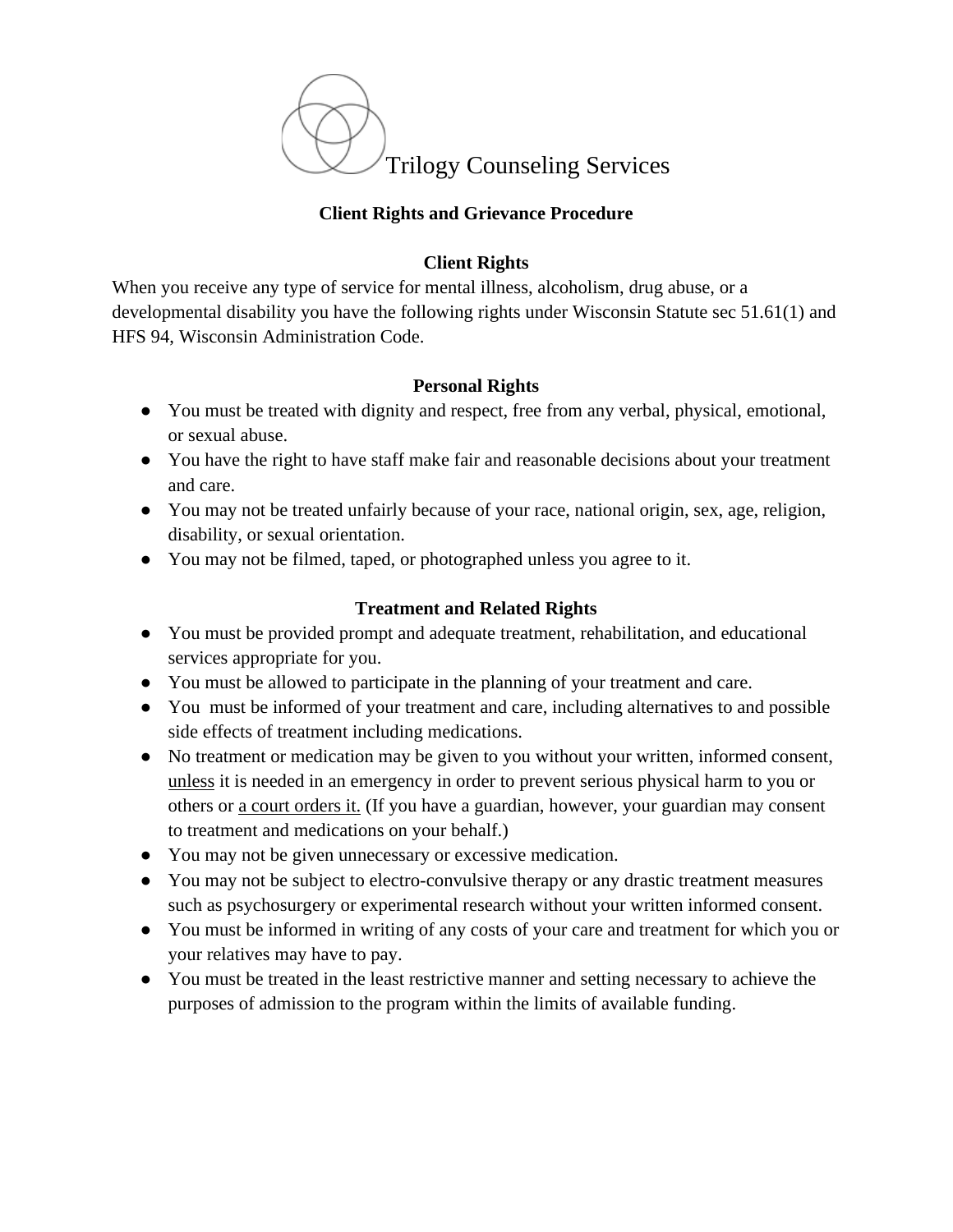# Trilogy Counseling Services

## Client Rights and Grievance Procedure

### Client Rights

When you receive any type of service for mental illness, alcoholism, drug abuse, or a developmental disability you have the following rights under Wisconsin Statute sec 51.61(1) and HFS 94, Wisconsin Administration Code.

### Personal Rights

- You must be treated with dignity and respect, free from any verbal, physical, emotional, or sexual abuse.
- You have the right to have staff make fair and reasonable decisions about your treatment and care.
- You may not be treated unfairly because of your race, national origin, sex, age, religion, disability, or sexual orientation.
- You may not be filmed, taped, or photographed unless you agree to it.

### Treatment and Related Rights

- You must be provided prompt and adequate treatment, rehabilitation, and educational services appropriate for you.
- You must be allowed to participate in the planning of your treatment and care.
- You must be informed of your treatment and care, including alternatives to and possible side effects of treatment including medications.
- No treatment or medication may be given to you without your written, informed consent, unless it is needed in an emergency in order to prevent serious physical harm to you or others or a court orders it. (If you have a guardian, however, your guardian may consent to treatment and medications on your behalf.)
- You may not be given unnecessary or excessive medication.
- You may not be subject to electro-convulsive therapy or any drastic treatment measures such as psychosurgery or experimental research without your written informed consent.
- You must be informed in writing of any costs of your care and treatment for which you or your relatives may have to pay.
- You must be treated in the least restrictive manner and setting necessary to achieve the purposes of admission to the program within the limits of available funding.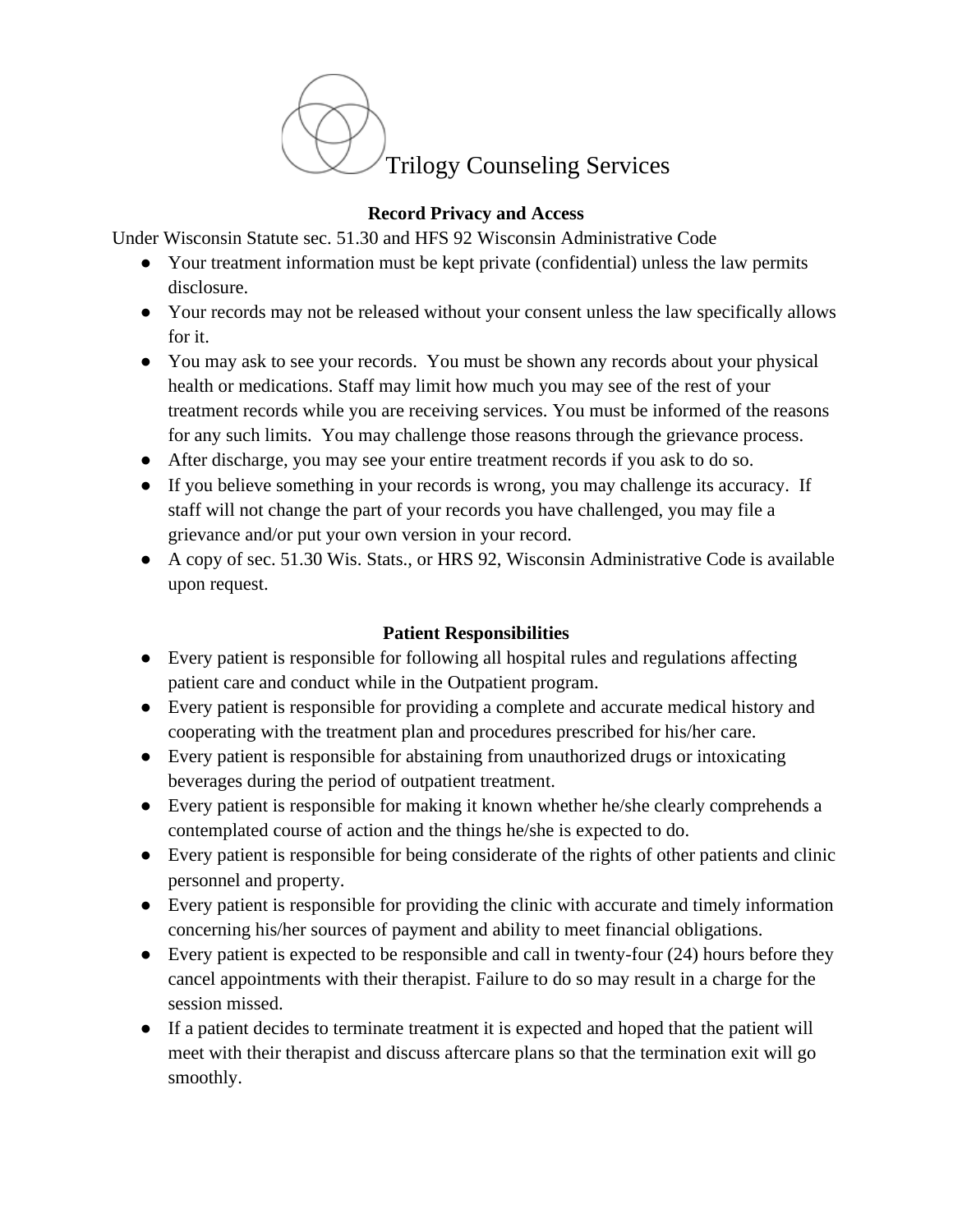Trilogy Counseling Services

## Record Privacy and Access

Under Wisconsin Statute sec. 51.30 and HFS 92 Wisconsin Administrative Code

- Your treatment information must be kept private (confidential) unless the law permits disclosure.
- Your records may not be released without your consent unless the law specifically allows for it.
- You may ask to see your records. You must be shown any records about your physical health or medications. Staff may limit how much you may see of the rest of your treatment records while you are receiving services. You must be informed of the reasons for any such limits. You may challenge those reasons through the grievance process.
- After discharge, you may see your entire treatment records if you ask to do so.
- If you believe something in your records is wrong, you may challenge its accuracy. If staff will not change the part of your records you have challenged, you may file a grievance and/or put your own version in your record.
- A copy of sec. 51.30 Wis. Stats., or HRS 92, Wisconsin Administrative Code is available upon request.

## Patient Responsibilities

- Every patient is responsible for following all hospital rules and regulations affecting patient care and conduct while in the Outpatient program.
- Every patient is responsible for providing a complete and accurate medical history and cooperating with the treatment plan and procedures prescribed for his/her care.
- Every patient is responsible for abstaining from unauthorized drugs or intoxicating beverages during the period of outpatient treatment.
- Every patient is responsible for making it known whether he/she clearly comprehends a contemplated course of action and the things he/she is expected to do.
- Every patient is responsible for being considerate of the rights of other patients and clinic personnel and property.
- Every patient is responsible for providing the clinic with accurate and timely information concerning his/her sources of payment and ability to meet financial obligations.
- Every patient is expected to be responsible and call in twenty-four (24) hours before they cancel appointments with their therapist. Failure to do so may result in a charge for the session missed.
- If a patient decides to terminate treatment it is expected and hoped that the patient will meet with their therapist and discuss aftercare plans so that the termination exit will go smoothly.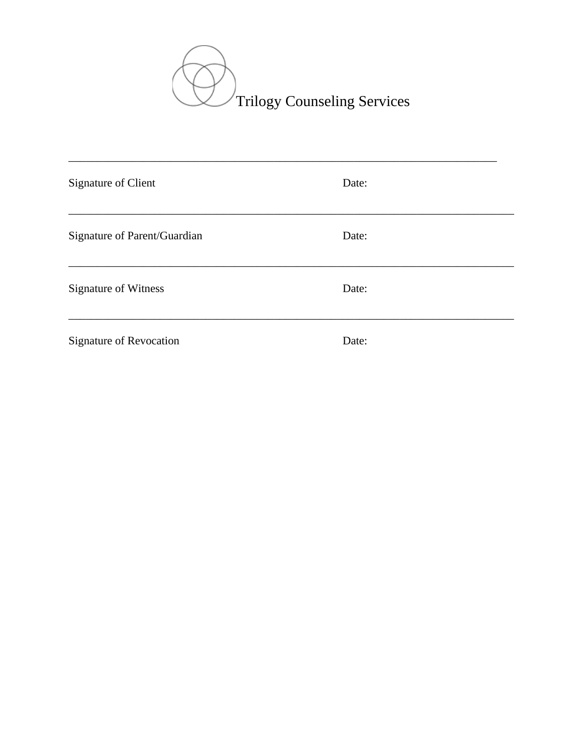Trilogy Counseling Services

\_\_\_\_\_\_\_\_\_\_\_\_\_\_\_\_\_\_\_\_\_\_\_\_\_\_\_\_\_\_\_\_\_\_\_\_\_\_\_\_\_\_\_\_\_\_\_\_\_\_\_\_\_\_\_\_\_\_\_\_\_\_\_\_\_\_\_\_\_\_\_\_\_\_\_\_

Signature of Client Date:

\_\_\_\_\_\_\_\_\_\_\_\_\_\_\_\_\_\_\_\_\_\_\_\_\_\_\_\_\_\_\_\_\_\_\_\_\_\_\_\_\_\_\_\_\_\_\_\_\_\_\_\_\_\_\_\_\_\_\_\_\_\_\_\_\_\_\_\_\_\_\_\_\_\_\_\_

Signature of Parent/Guardian Date:

\_\_\_\_\_\_\_\_\_\_\_\_\_\_\_\_\_\_\_\_\_\_\_\_\_\_\_\_\_\_\_\_\_\_\_\_\_\_\_\_\_\_\_\_\_\_\_\_\_\_\_\_\_\_\_\_\_\_\_\_\_\_\_\_\_\_\_\_\_\_\_\_\_\_\_\_

Signature of Witness Date:

\_\_\_\_\_\_\_\_\_\_\_\_\_\_\_\_\_\_\_\_\_\_\_\_\_\_\_\_\_\_\_\_\_\_\_\_\_\_\_\_\_\_\_\_\_\_\_\_\_\_\_\_\_\_\_\_\_\_\_\_\_\_\_\_\_\_\_\_\_\_\_\_\_\_\_\_

Signature of Revocation Date: